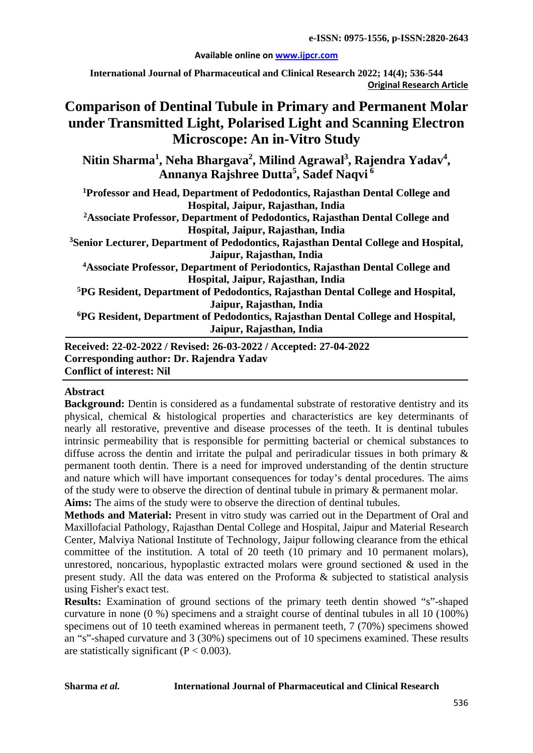e-ISSN: 0975-1556, p-ISSN:2820-2643

Available online on www.ijpcr.com

International Journal of Pharmaceutical and Clinical Research 2022; 14(4); 536-544

**Original Research Article**

# Comparison of Dentinal Tubule in Primary and Permanent Molar under Transmitted Light, Polarised Light and Scanning Electron Microscope: An in-Vitro Study

**Nitin Sharma[1], Neha Bhargava[2], Milind Agrawal[3], Rajendra Yadav[4], Annanya Rajshree Dutta[5], Sadef Naqvi[6]**

[1]Professor and Head, Department of Pedodontics, Rajasthan Dental College and Hospital, Jaipur, Rajasthan, India

[2]Associate Professor, Department of Pedodontics, Rajasthan Dental College and Hospital, Jaipur, Rajasthan, India

[3]Senior Lecturer, Department of Pedodontics, Rajasthan Dental College and Hospital, Jaipur, Rajasthan, India

[4]Associate Professor, Department of Periodontics, Rajasthan Dental College and Hospital, Jaipur, Rajasthan, India

[5]PG Resident, Department of Pedodontics, Rajasthan Dental College and Hospital, Jaipur, Rajasthan, India

[6]PG Resident, Department of Pedodontics, Rajasthan Dental College and Hospital, Jaipur, Rajasthan, India

**Received: 22-02-2022 / Revised: 26-03-2022 / Accepted: 27-04-2022**
**Corresponding author: Dr. Rajendra Yadav**
**Conflict of interest: Nil**

## Abstract

**Background:** Dentin is considered as a fundamental substrate of restorative dentistry and its physical, chemical & histological properties and characteristics are key determinants of nearly all restorative, preventive and disease processes of the teeth. It is dentinal tubules intrinsic permeability that is responsible for permitting bacterial or chemical substances to diffuse across the dentin and irritate the pulpal and periradicular tissues in both primary & permanent tooth dentin. There is a need for improved understanding of the dentin structure and nature which will have important consequences for today's dental procedures. The aims of the study were to observe the direction of dentinal tubule in primary & permanent molar.

**Aims:** The aims of the study were to observe the direction of dentinal tubules.

**Methods and Material:** Present in vitro study was carried out in the Department of Oral and Maxillofacial Pathology, Rajasthan Dental College and Hospital, Jaipur and Material Research Center, Malviya National Institute of Technology, Jaipur following clearance from the ethical committee of the institution. A total of 20 teeth (10 primary and 10 permanent molars), unrestored, noncarious, hypoplastic extracted molars were ground sectioned & used in the present study. All the data was entered on the Proforma & subjected to statistical analysis using Fisher's exact test.

**Results:** Examination of ground sections of the primary teeth dentin showed "s"-shaped curvature in none (0 %) specimens and a straight course of dentinal tubules in all 10 (100%) specimens out of 10 teeth examined whereas in permanent teeth, 7 (70%) specimens showed an "s"-shaped curvature and 3 (30%) specimens out of 10 specimens examined. These results are statistically significant ($P < 0.003$).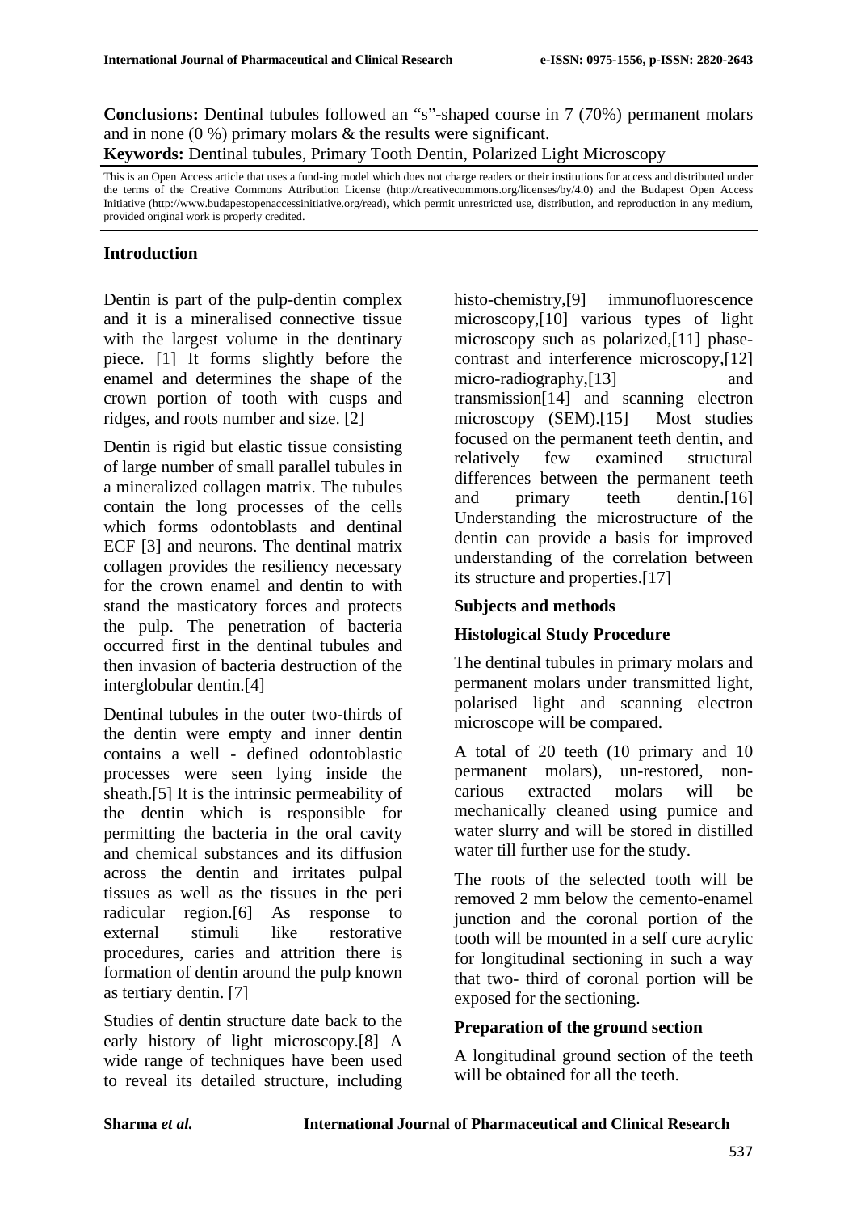**Conclusions:** Dentinal tubules followed an "s"-shaped course in 7 (70%) permanent molars and in none (0 %) primary molars & the results were significant.

**Keywords:** Dentinal tubules, Primary Tooth Dentin, Polarized Light Microscopy

This is an Open Access article that uses a fund-ing model which does not charge readers or their institutions for access and distributed under the terms of the Creative Commons Attribution License (http://creativecommons.org/licenses/by/4.0) and the Budapest Open Access Initiative (http://www.budapestopenaccessinitiative.org/read), which permit unrestricted use, distribution, and reproduction in any medium, provided original work is properly credited.

## Introduction

Dentin is part of the pulp-dentin complex and it is a mineralised connective tissue with the largest volume in the dentinary piece. [1] It forms slightly before the enamel and determines the shape of the crown portion of tooth with cusps and ridges, and roots number and size. [2]

Dentin is rigid but elastic tissue consisting of large number of small parallel tubules in a mineralized collagen matrix. The tubules contain the long processes of the cells which forms odontoblasts and dentinal ECF [3] and neurons. The dentinal matrix collagen provides the resiliency necessary for the crown enamel and dentin to with stand the masticatory forces and protects the pulp. The penetration of bacteria occurred first in the dentinal tubules and then invasion of bacteria destruction of the interglobular dentin.[4]

Dentinal tubules in the outer two-thirds of the dentin were empty and inner dentin contains a well - defined odontoblastic processes were seen lying inside the sheath.[5] It is the intrinsic permeability of the dentin which is responsible for permitting the bacteria in the oral cavity and chemical substances and its diffusion across the dentin and irritates pulpal tissues as well as the tissues in the peri radicular region.[6] As response to external stimuli like restorative procedures, caries and attrition there is formation of dentin around the pulp known as tertiary dentin. [7]

Studies of dentin structure date back to the early history of light microscopy.[8] A wide range of techniques have been used to reveal its detailed structure, including histo-chemistry,[9] immunofluorescence microscopy,[10] various types of light microscopy such as polarized,[11] phase-contrast and interference microscopy,[12] micro-radiography,[13] and transmission[14] and scanning electron microscopy (SEM).[15] Most studies focused on the permanent teeth dentin, and relatively few examined structural differences between the permanent teeth and primary teeth dentin.[16] Understanding the microstructure of the dentin can provide a basis for improved understanding of the correlation between its structure and properties.[17]

## Subjects and methods

### Histological Study Procedure

The dentinal tubules in primary molars and permanent molars under transmitted light, polarised light and scanning electron microscope will be compared.

A total of 20 teeth (10 primary and 10 permanent molars), un-restored, non-carious extracted molars will be mechanically cleaned using pumice and water slurry and will be stored in distilled water till further use for the study.

The roots of the selected tooth will be removed 2 mm below the cemento-enamel junction and the coronal portion of the tooth will be mounted in a self cure acrylic for longitudinal sectioning in such a way that two- third of coronal portion will be exposed for the sectioning.

### Preparation of the ground section

A longitudinal ground section of the teeth will be obtained for all the teeth.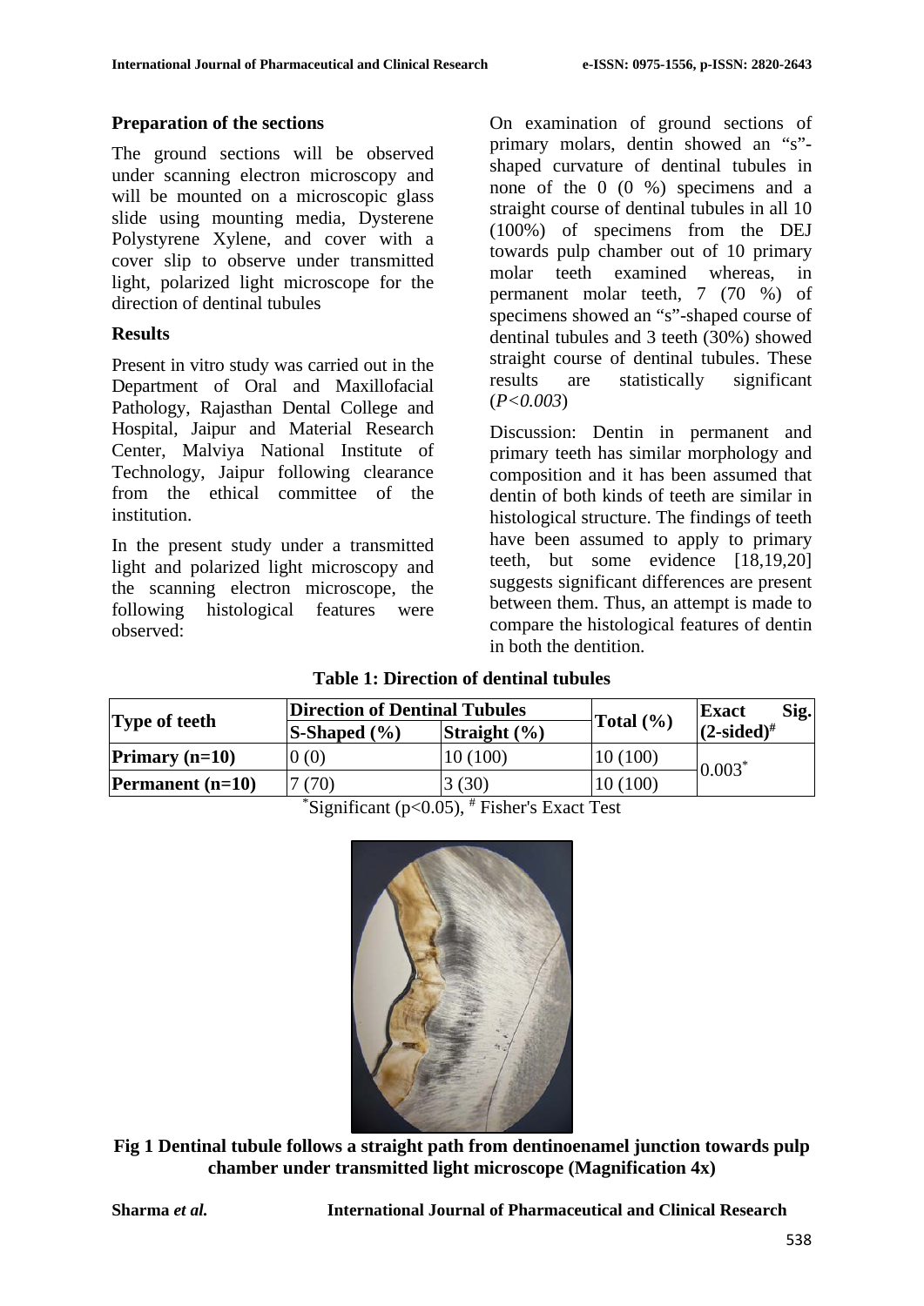## Preparation of the sections

The ground sections will be observed under scanning electron microscopy and will be mounted on a microscopic glass slide using mounting media, Dysterene Polystyrene Xylene, and cover with a cover slip to observe under transmitted light, polarized light microscope for the direction of dentinal tubules

## Results

Present in vitro study was carried out in the Department of Oral and Maxillofacial Pathology, Rajasthan Dental College and Hospital, Jaipur and Material Research Center, Malviya National Institute of Technology, Jaipur following clearance from the ethical committee of the institution.

In the present study under a transmitted light and polarized light microscopy and the scanning electron microscope, the following histological features were observed:

On examination of ground sections of primary molars, dentin showed an "s"-shaped curvature of dentinal tubules in none of the 0 (0 %) specimens and a straight course of dentinal tubules in all 10 (100%) of specimens from the DEJ towards pulp chamber out of 10 primary molar teeth examined whereas, in permanent molar teeth, 7 (70 %) of specimens showed an "s"-shaped course of dentinal tubules and 3 teeth (30%) showed straight course of dentinal tubules. These results are statistically significant (*P<0.003*)

Discussion: Dentin in permanent and primary teeth has similar morphology and composition and it has been assumed that dentin of both kinds of teeth are similar in histological structure. The findings of teeth have been assumed to apply to primary teeth, but some evidence [18,19,20] suggests significant differences are present between them. Thus, an attempt is made to compare the histological features of dentin in both the dentition.

**Table 1: Direction of dentinal tubules**

| Type of teeth | Direction of Dentinal Tubules | | Total (%) | Exact Sig. (2-sided)# |
|---|---|---|---|---|
| | S-Shaped (%) | Straight (%) | | |
| **Primary (n=10)** | 0 (0) | 10 (100) | 10 (100) | 0.003* |
| **Permanent (n=10)** | 7 (70) | 3 (30) | 10 (100) | |

*Significant (p<0.05), # Fisher's Exact Test

**Fig 1 Dentinal tubule follows a straight path from dentinoenamel junction towards pulp chamber under transmitted light microscope (Magnification 4x)**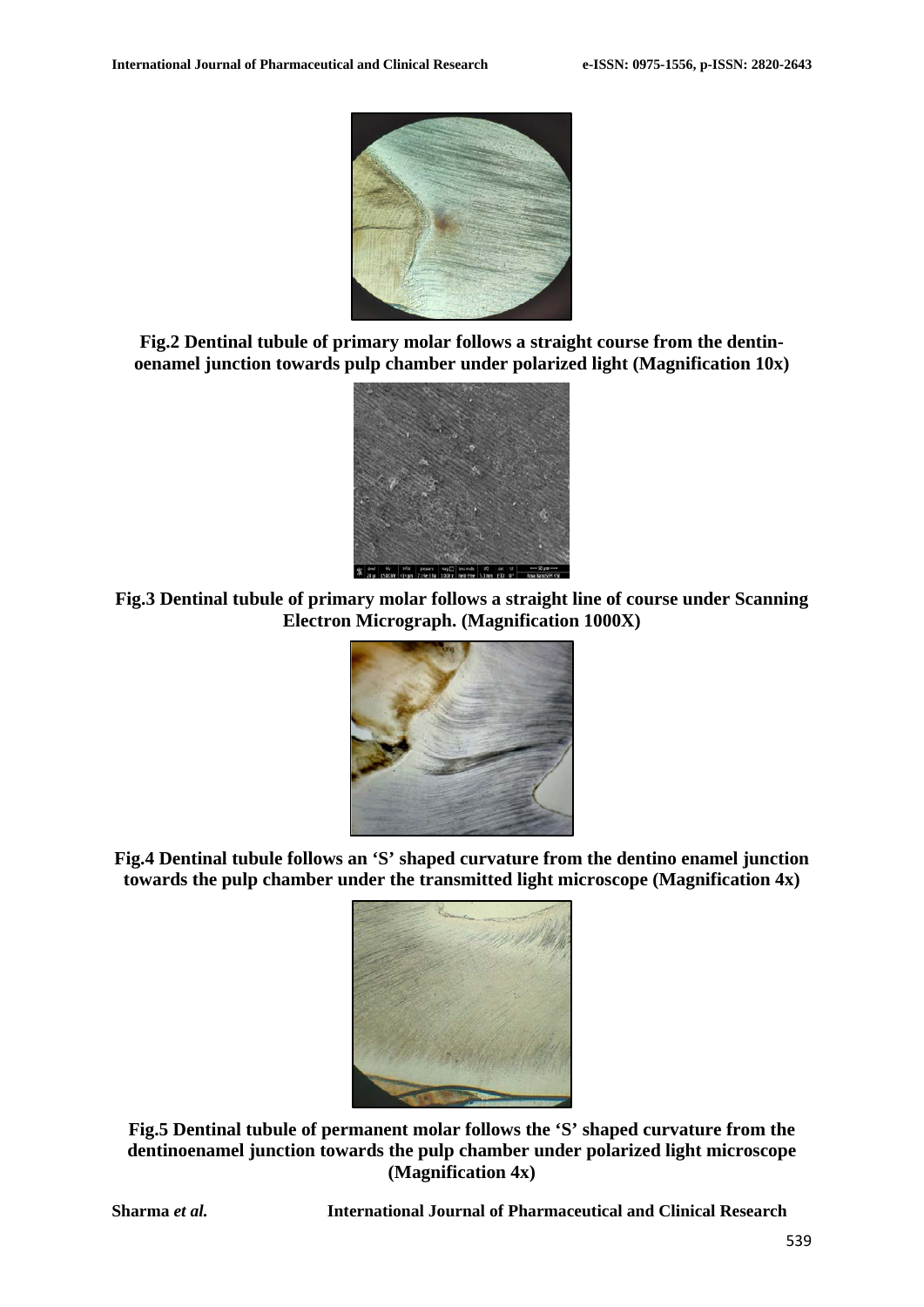**Fig.2 Dentinal tubule of primary molar follows a straight course from the dentin-oenamel junction towards pulp chamber under polarized light (Magnification 10x)**

**Fig.3 Dentinal tubule of primary molar follows a straight line of course under Scanning Electron Micrograph. (Magnification 1000X)**

**Fig.4 Dentinal tubule follows an 'S' shaped curvature from the dentino enamel junction towards the pulp chamber under the transmitted light microscope (Magnification 4x)**

**Fig.5 Dentinal tubule of permanent molar follows the 'S' shaped curvature from the dentinoenamel junction towards the pulp chamber under polarized light microscope (Magnification 4x)**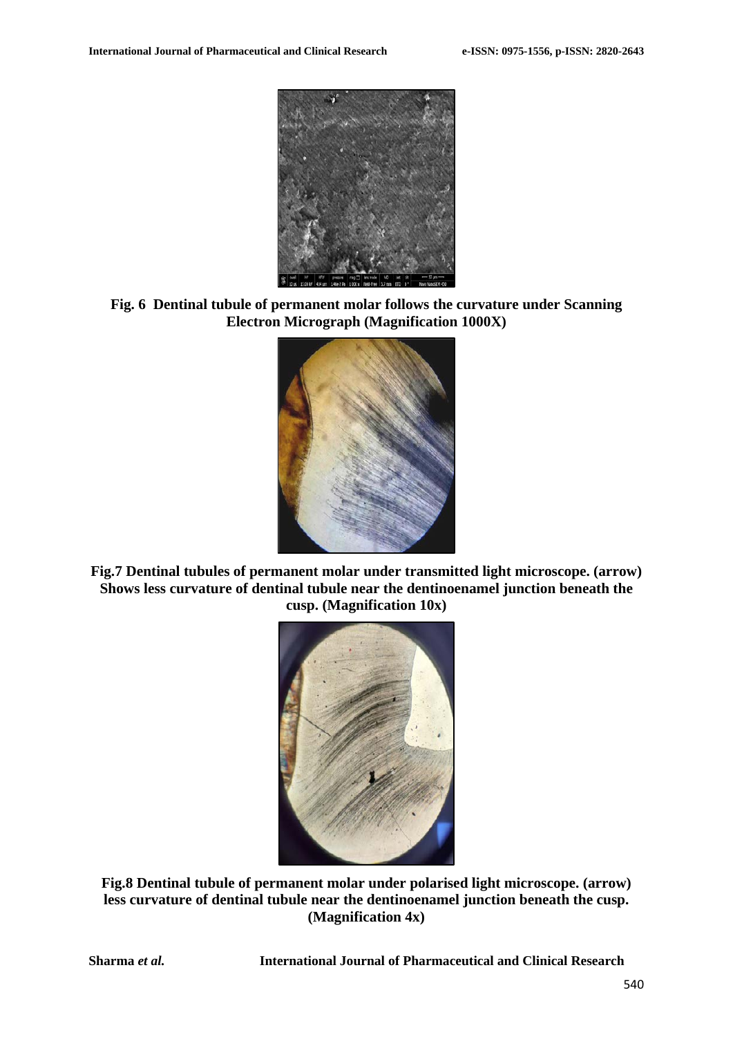**Fig. 6 Dentinal tubule of permanent molar follows the curvature under Scanning Electron Micrograph (Magnification 1000X)**

**Fig.7 Dentinal tubules of permanent molar under transmitted light microscope. (arrow) Shows less curvature of dentinal tubule near the dentinoenamel junction beneath the cusp. (Magnification 10x)**

**Fig.8 Dentinal tubule of permanent molar under polarised light microscope. (arrow) less curvature of dentinal tubule near the dentinoenamel junction beneath the cusp. (Magnification 4x)**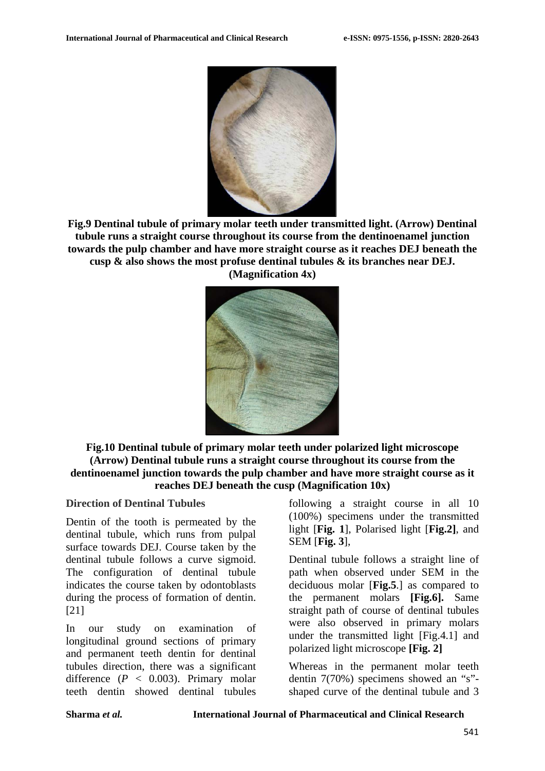**Fig.9 Dentinal tubule of primary molar teeth under transmitted light. (Arrow) Dentinal tubule runs a straight course throughout its course from the dentinoenamel junction towards the pulp chamber and have more straight course as it reaches DEJ beneath the cusp & also shows the most profuse dentinal tubules & its branches near DEJ. (Magnification 4x)**

**Fig.10 Dentinal tubule of primary molar teeth under polarized light microscope (Arrow) Dentinal tubule runs a straight course throughout its course from the dentinoenamel junction towards the pulp chamber and have more straight course as it reaches DEJ beneath the cusp (Magnification 10x)**

### Direction of Dentinal Tubules

Dentin of the tooth is permeated by the dentinal tubule, which runs from pulpal surface towards DEJ. Course taken by the dentinal tubule follows a curve sigmoid. The configuration of dentinal tubule indicates the course taken by odontoblasts during the process of formation of dentin. [21]

In our study on examination of longitudinal ground sections of primary and permanent teeth dentin for dentinal tubules direction, there was a significant difference (*P* < 0.003). Primary molar teeth dentin showed dentinal tubules following a straight course in all 10 (100%) specimens under the transmitted light [**Fig. 1**], Polarised light [**Fig.2]**, and SEM [**Fig. 3**],

Dentinal tubule follows a straight line of path when observed under SEM in the deciduous molar [**Fig.5**.] as compared to the permanent molars **[Fig.6].** Same straight path of course of dentinal tubules were also observed in primary molars under the transmitted light [Fig.4.1] and polarized light microscope **[Fig. 2]**

Whereas in the permanent molar teeth dentin 7(70%) specimens showed an "s"-shaped curve of the dentinal tubule and 3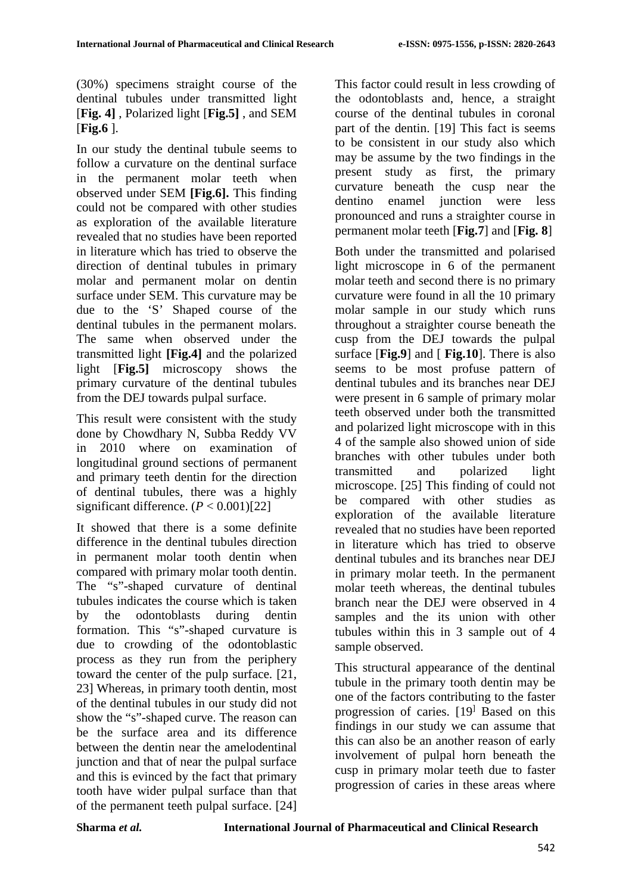(30%) specimens straight course of the dentinal tubules under transmitted light [**Fig. 4]** , Polarized light [**Fig.5]** , and SEM [**Fig.6** ].

In our study the dentinal tubule seems to follow a curvature on the dentinal surface in the permanent molar teeth when observed under SEM **[Fig.6].** This finding could not be compared with other studies as exploration of the available literature revealed that no studies have been reported in literature which has tried to observe the direction of dentinal tubules in primary molar and permanent molar on dentin surface under SEM. This curvature may be due to the 'S' Shaped course of the dentinal tubules in the permanent molars. The same when observed under the transmitted light **[Fig.4]** and the polarized light [**Fig.5]** microscopy shows the primary curvature of the dentinal tubules from the DEJ towards pulpal surface.

This result were consistent with the study done by Chowdhary N, Subba Reddy VV in 2010 where on examination of longitudinal ground sections of permanent and primary teeth dentin for the direction of dentinal tubules, there was a highly significant difference. ($P < 0.001$)[22]

It showed that there is a some definite difference in the dentinal tubules direction in permanent molar tooth dentin when compared with primary molar tooth dentin. The "s"-shaped curvature of dentinal tubules indicates the course which is taken by the odontoblasts during dentin formation. This "s"-shaped curvature is due to crowding of the odontoblastic process as they run from the periphery toward the center of the pulp surface. [21, 23] Whereas, in primary tooth dentin, most of the dentinal tubules in our study did not show the "s"-shaped curve. The reason can be the surface area and its difference between the dentin near the amelodentinal junction and that of near the pulpal surface and this is evinced by the fact that primary tooth have wider pulpal surface than that of the permanent teeth pulpal surface. [24] This factor could result in less crowding of the odontoblasts and, hence, a straight course of the dentinal tubules in coronal part of the dentin. [19] This fact is seems to be consistent in our study also which may be assume by the two findings in the present study as first, the primary curvature beneath the cusp near the dentino enamel junction were less pronounced and runs a straighter course in permanent molar teeth [**Fig.7**] and [**Fig. 8**]

Both under the transmitted and polarised light microscope in 6 of the permanent molar teeth and second there is no primary curvature were found in all the 10 primary molar sample in our study which runs throughout a straighter course beneath the cusp from the DEJ towards the pulpal surface [**Fig.9**] and [ **Fig.10**]. There is also seems to be most profuse pattern of dentinal tubules and its branches near DEJ were present in 6 sample of primary molar teeth observed under both the transmitted and polarized light microscope with in this 4 of the sample also showed union of side branches with other tubules under both transmitted and polarized light microscope. [25] This finding of could not be compared with other studies as exploration of the available literature revealed that no studies have been reported in literature which has tried to observe dentinal tubules and its branches near DEJ in primary molar teeth. In the permanent molar teeth whereas, the dentinal tubules branch near the DEJ were observed in 4 samples and the its union with other tubules within this in 3 sample out of 4 sample observed.

This structural appearance of the dentinal tubule in the primary tooth dentin may be one of the factors contributing to the faster progression of caries. [19] Based on this findings in our study we can assume that this can also be an another reason of early involvement of pulpal horn beneath the cusp in primary molar teeth due to faster progression of caries in these areas where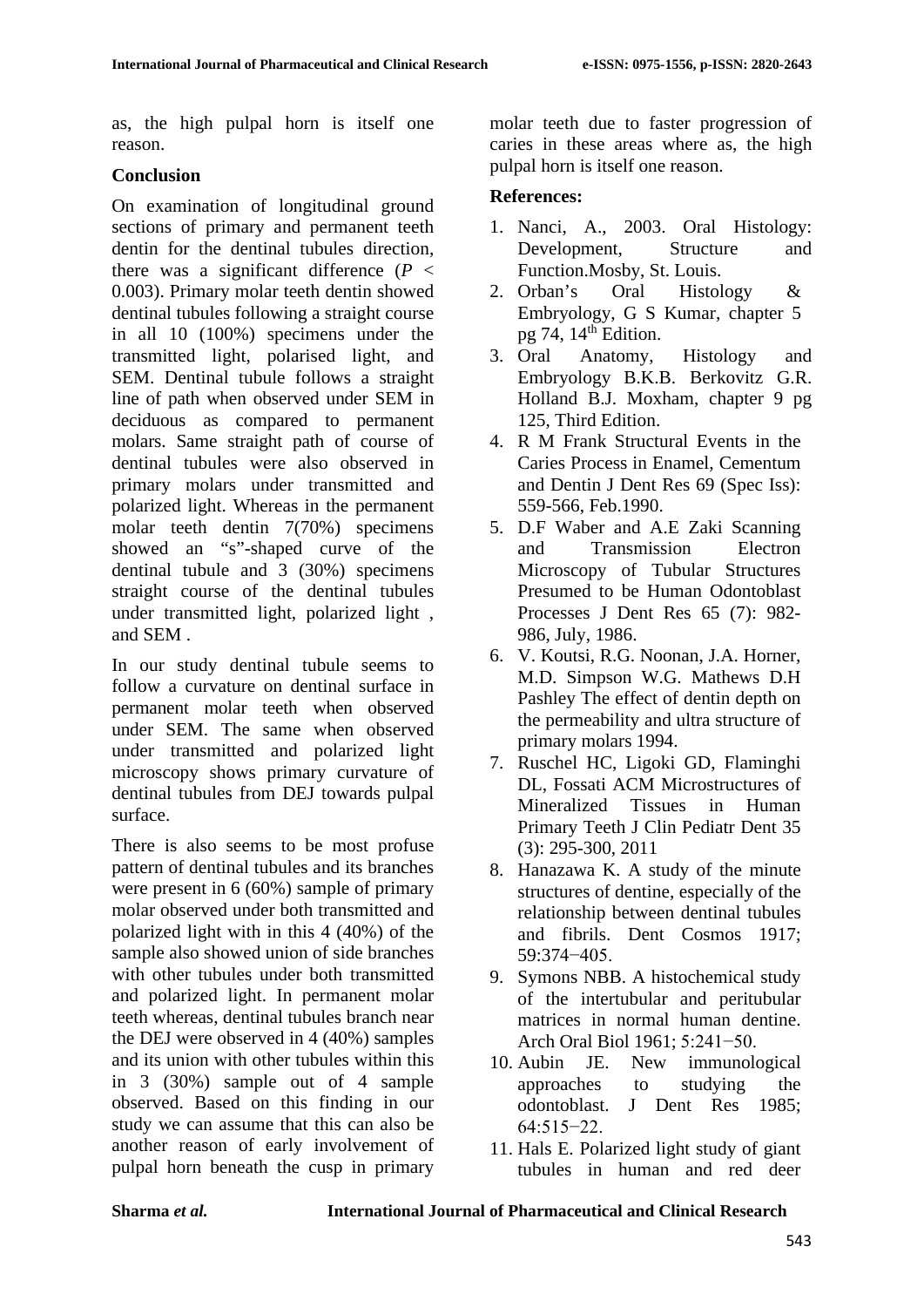as, the high pulpal horn is itself one reason.

## Conclusion

On examination of longitudinal ground sections of primary and permanent teeth dentin for the dentinal tubules direction, there was a significant difference (*P* < 0.003). Primary molar teeth dentin showed dentinal tubules following a straight course in all 10 (100%) specimens under the transmitted light, polarised light, and SEM. Dentinal tubule follows a straight line of path when observed under SEM in deciduous as compared to permanent molars. Same straight path of course of dentinal tubules were also observed in primary molars under transmitted and polarized light. Whereas in the permanent molar teeth dentin 7(70%) specimens showed an "s"-shaped curve of the dentinal tubule and 3 (30%) specimens straight course of the dentinal tubules under transmitted light, polarized light , and SEM .

In our study dentinal tubule seems to follow a curvature on dentinal surface in permanent molar teeth when observed under SEM. The same when observed under transmitted and polarized light microscopy shows primary curvature of dentinal tubules from DEJ towards pulpal surface.

There is also seems to be most profuse pattern of dentinal tubules and its branches were present in 6 (60%) sample of primary molar observed under both transmitted and polarized light with in this 4 (40%) of the sample also showed union of side branches with other tubules under both transmitted and polarized light. In permanent molar teeth whereas, dentinal tubules branch near the DEJ were observed in 4 (40%) samples and its union with other tubules within this in 3 (30%) sample out of 4 sample observed. Based on this finding in our study we can assume that this can also be another reason of early involvement of pulpal horn beneath the cusp in primary molar teeth due to faster progression of caries in these areas where as, the high pulpal horn is itself one reason.

## References:

1. Nanci, A., 2003. Oral Histology: Development, Structure and Function.Mosby, St. Louis.
2. Orban's Oral Histology & Embryology, G S Kumar, chapter 5 pg 74, 14th Edition.
3. Oral Anatomy, Histology and Embryology B.K.B. Berkovitz G.R. Holland B.J. Moxham, chapter 9 pg 125, Third Edition.
4. R M Frank Structural Events in the Caries Process in Enamel, Cementum and Dentin J Dent Res 69 (Spec Iss): 559-566, Feb.1990.
5. D.F Waber and A.E Zaki Scanning and Transmission Electron Microscopy of Tubular Structures Presumed to be Human Odontoblast Processes J Dent Res 65 (7): 982-986, July, 1986.
6. V. Koutsi, R.G. Noonan, J.A. Horner, M.D. Simpson W.G. Mathews D.H Pashley The effect of dentin depth on the permeability and ultra structure of primary molars 1994.
7. Ruschel HC, Ligoki GD, Flaminghi DL, Fossati ACM Microstructures of Mineralized Tissues in Human Primary Teeth J Clin Pediatr Dent 35 (3): 295-300, 2011
8. Hanazawa K. A study of the minute structures of dentine, especially of the relationship between dentinal tubules and fibrils. Dent Cosmos 1917; 59:374−405.
9. Symons NBB. A histochemical study of the intertubular and peritubular matrices in normal human dentine. Arch Oral Biol 1961; 5:241−50.
10. Aubin JE. New immunological approaches to studying the odontoblast. J Dent Res 1985; 64:515−22.
11. Hals E. Polarized light study of giant tubules in human and red deer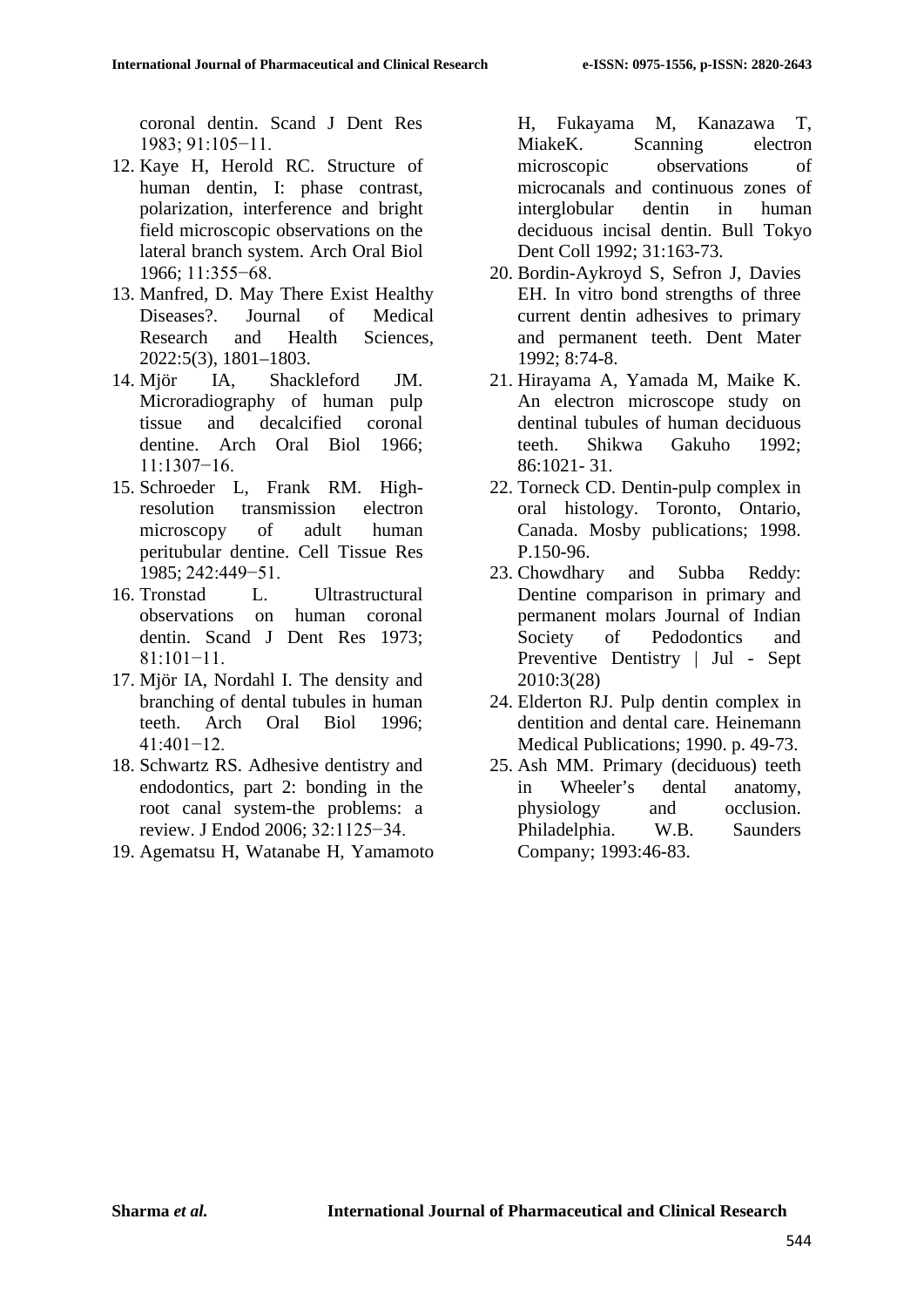coronal dentin. Scand J Dent Res 1983; 91:105−11.

12. Kaye H, Herold RC. Structure of human dentin, I: phase contrast, polarization, interference and bright field microscopic observations on the lateral branch system. Arch Oral Biol 1966; 11:355−68.
13. Manfred, D. May There Exist Healthy Diseases?. Journal of Medical Research and Health Sciences, 2022:5(3), 1801–1803.
14. Mjör IA, Shackleford JM. Microradiography of human pulp tissue and decalcified coronal dentine. Arch Oral Biol 1966; 11:1307−16.
15. Schroeder L, Frank RM. High-resolution transmission electron microscopy of adult human peritubular dentine. Cell Tissue Res 1985; 242:449−51.
16. Tronstad L. Ultrastructural observations on human coronal dentin. Scand J Dent Res 1973; 81:101−11.
17. Mjör IA, Nordahl I. The density and branching of dental tubules in human teeth. Arch Oral Biol 1996; 41:401−12.
18. Schwartz RS. Adhesive dentistry and endodontics, part 2: bonding in the root canal system-the problems: a review. J Endod 2006; 32:1125−34.
19. Agematsu H, Watanabe H, Yamamoto H, Fukayama M, Kanazawa T, MiakeK. Scanning electron microscopic observations of microcanals and continuous zones of interglobular dentin in human deciduous incisal dentin. Bull Tokyo Dent Coll 1992; 31:163-73.
20. Bordin-Aykroyd S, Sefron J, Davies EH. In vitro bond strengths of three current dentin adhesives to primary and permanent teeth. Dent Mater 1992; 8:74-8.
21. Hirayama A, Yamada M, Maike K. An electron microscope study on dentinal tubules of human deciduous teeth. Shikwa Gakuho 1992; 86:1021- 31.
22. Torneck CD. Dentin-pulp complex in oral histology. Toronto, Ontario, Canada. Mosby publications; 1998. P.150-96.
23. Chowdhary and Subba Reddy: Dentine comparison in primary and permanent molars Journal of Indian Society of Pedodontics and Preventive Dentistry | Jul - Sept 2010:3(28)
24. Elderton RJ. Pulp dentin complex in dentition and dental care. Heinemann Medical Publications; 1990. p. 49-73.
25. Ash MM. Primary (deciduous) teeth in Wheeler's dental anatomy, physiology and occlusion. Philadelphia. W.B. Saunders Company; 1993:46-83.